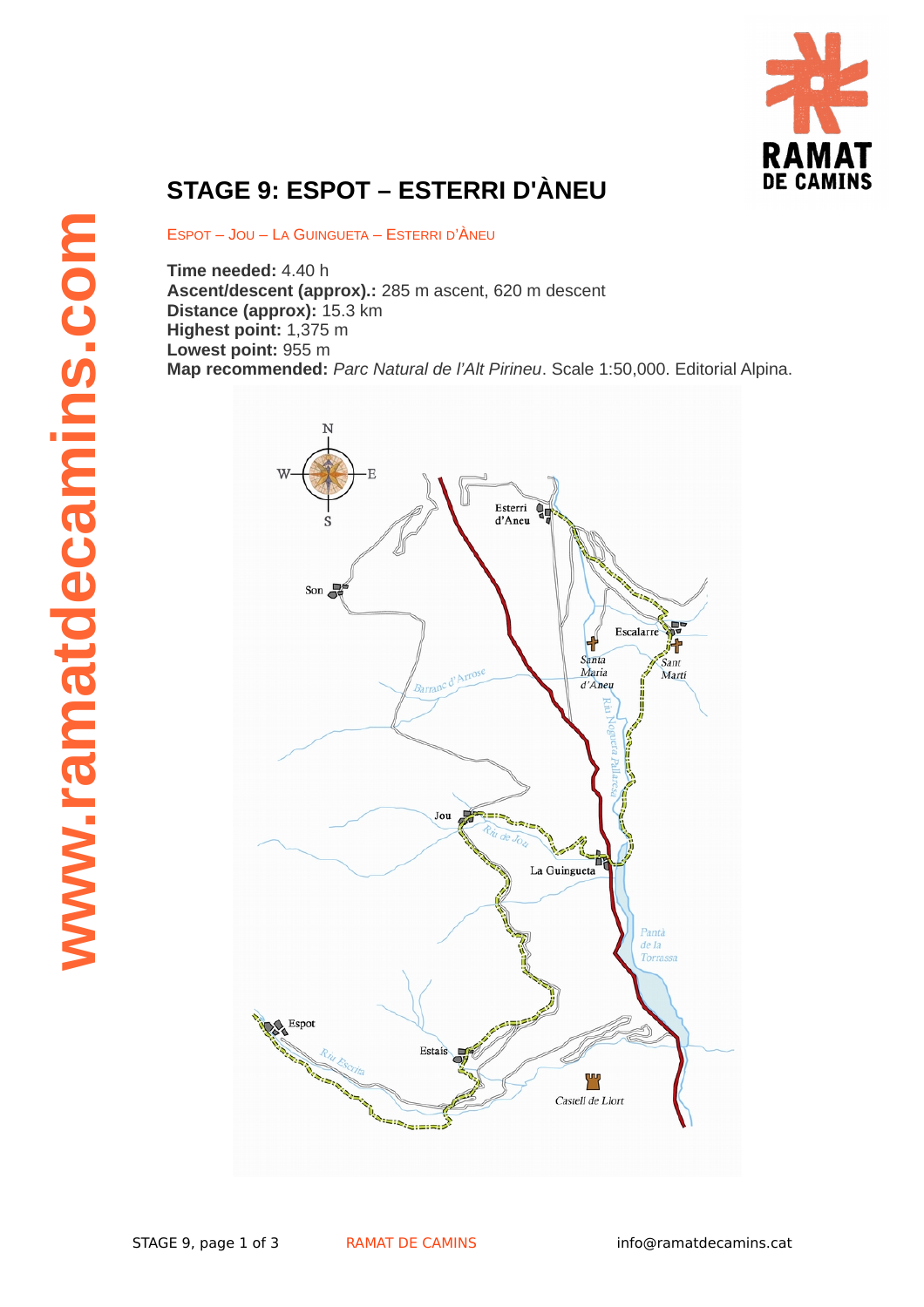# STAGE 9: ESPOT – ESTERRI D'ÀNEU

ESPOT – JOU – LA GUINGUETA – ESTERRI D'ÀNEU

**Time needed:** 4.40 h
**Ascent/descent (approx).:** 285 m ascent, 620 m descent
**Distance (approx):** 15.3 km
**Highest point:** 1,375 m
**Lowest point:** 955 m
**Map recommended:** *Parc Natural de l'Alt Pirineu*. Scale 1:50,000. Editorial Alpina.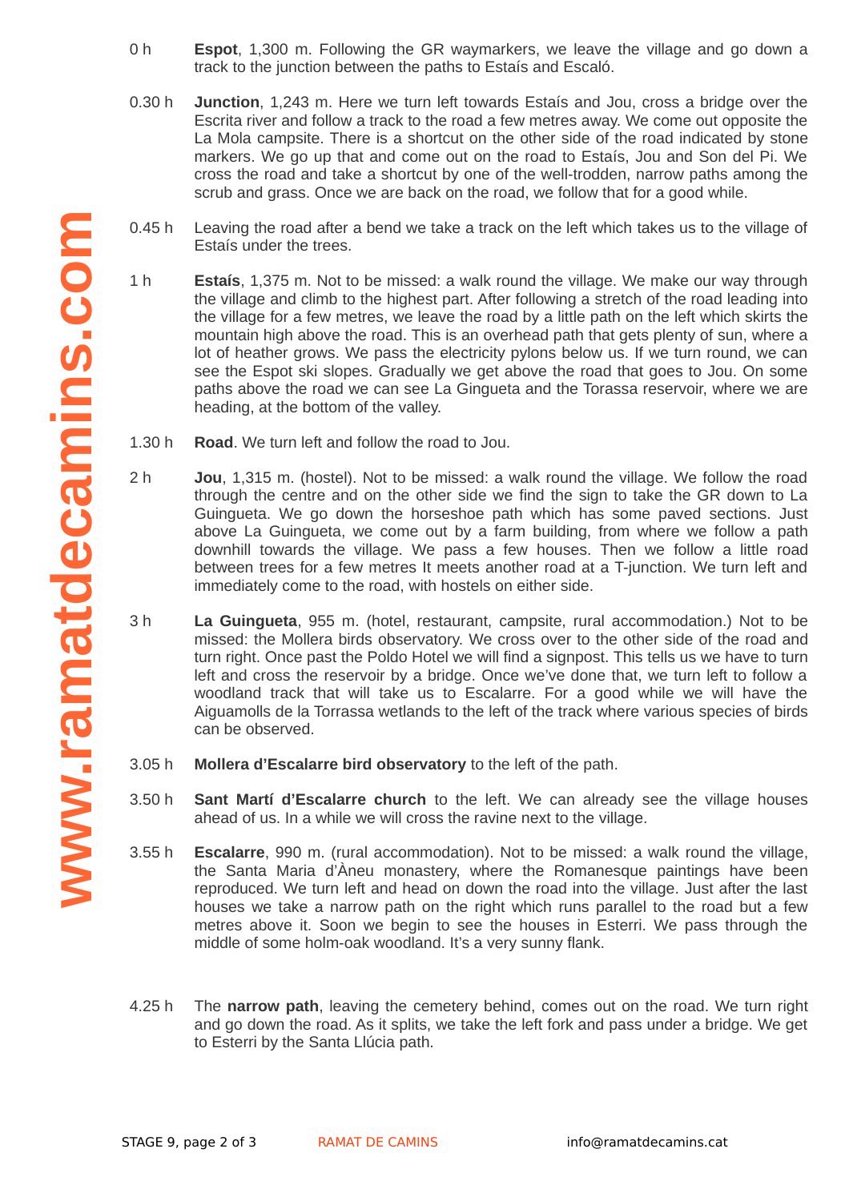0 h **Espot**, 1,300 m. Following the GR waymarkers, we leave the village and go down a track to the junction between the paths to Estaís and Escaló.

0.30 h **Junction**, 1,243 m. Here we turn left towards Estaís and Jou, cross a bridge over the Escrita river and follow a track to the road a few metres away. We come out opposite the La Mola campsite. There is a shortcut on the other side of the road indicated by stone markers. We go up that and come out on the road to Estaís, Jou and Son del Pi. We cross the road and take a shortcut by one of the well-trodden, narrow paths among the scrub and grass. Once we are back on the road, we follow that for a good while.

0.45 h Leaving the road after a bend we take a track on the left which takes us to the village of Estaís under the trees.

1 h **Estaís**, 1,375 m. Not to be missed: a walk round the village. We make our way through the village and climb to the highest part. After following a stretch of the road leading into the village for a few metres, we leave the road by a little path on the left which skirts the mountain high above the road. This is an overhead path that gets plenty of sun, where a lot of heather grows. We pass the electricity pylons below us. If we turn round, we can see the Espot ski slopes. Gradually we get above the road that goes to Jou. On some paths above the road we can see La Gingueta and the Torassa reservoir, where we are heading, at the bottom of the valley.

1.30 h **Road**. We turn left and follow the road to Jou.

2 h **Jou**, 1,315 m. (hostel). Not to be missed: a walk round the village. We follow the road through the centre and on the other side we find the sign to take the GR down to La Guingueta. We go down the horseshoe path which has some paved sections. Just above La Guingueta, we come out by a farm building, from where we follow a path downhill towards the village. We pass a few houses. Then we follow a little road between trees for a few metres It meets another road at a T-junction. We turn left and immediately come to the road, with hostels on either side.

3 h **La Guingueta**, 955 m. (hotel, restaurant, campsite, rural accommodation.) Not to be missed: the Mollera birds observatory. We cross over to the other side of the road and turn right. Once past the Poldo Hotel we will find a signpost. This tells us we have to turn left and cross the reservoir by a bridge. Once we've done that, we turn left to follow a woodland track that will take us to Escalarre. For a good while we will have the Aiguamolls de la Torrassa wetlands to the left of the track where various species of birds can be observed.

3.05 h **Mollera d'Escalarre bird observatory** to the left of the path.

3.50 h **Sant Martí d'Escalarre church** to the left. We can already see the village houses ahead of us. In a while we will cross the ravine next to the village.

3.55 h **Escalarre**, 990 m. (rural accommodation). Not to be missed: a walk round the village, the Santa Maria d'Àneu monastery, where the Romanesque paintings have been reproduced. We turn left and head on down the road into the village. Just after the last houses we take a narrow path on the right which runs parallel to the road but a few metres above it. Soon we begin to see the houses in Esterri. We pass through the middle of some holm-oak woodland. It's a very sunny flank.

4.25 h The **narrow path**, leaving the cemetery behind, comes out on the road. We turn right and go down the road. As it splits, we take the left fork and pass under a bridge. We get to Esterri by the Santa Llúcia path.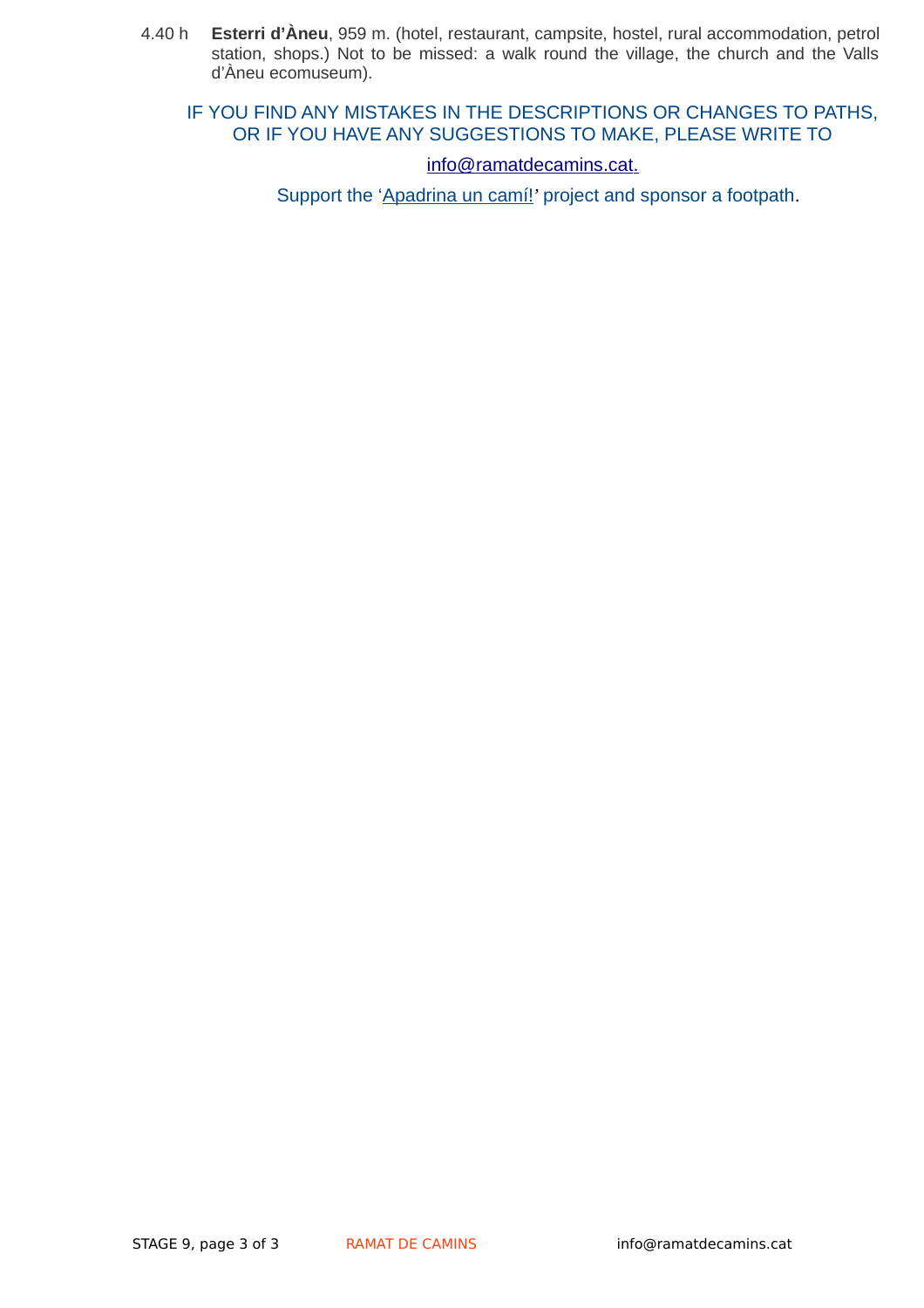4.40 h **Esterri d'Àneu**, 959 m. (hotel, restaurant, campsite, hostel, rural accommodation, petrol station, shops.) Not to be missed: a walk round the village, the church and the Valls d'Àneu ecomuseum).

IF YOU FIND ANY MISTAKES IN THE DESCRIPTIONS OR CHANGES TO PATHS, OR IF YOU HAVE ANY SUGGESTIONS TO MAKE, PLEASE WRITE TO

info@ramatdecamins.cat.

Support the 'Apadrina un camí!' project and sponsor a footpath.